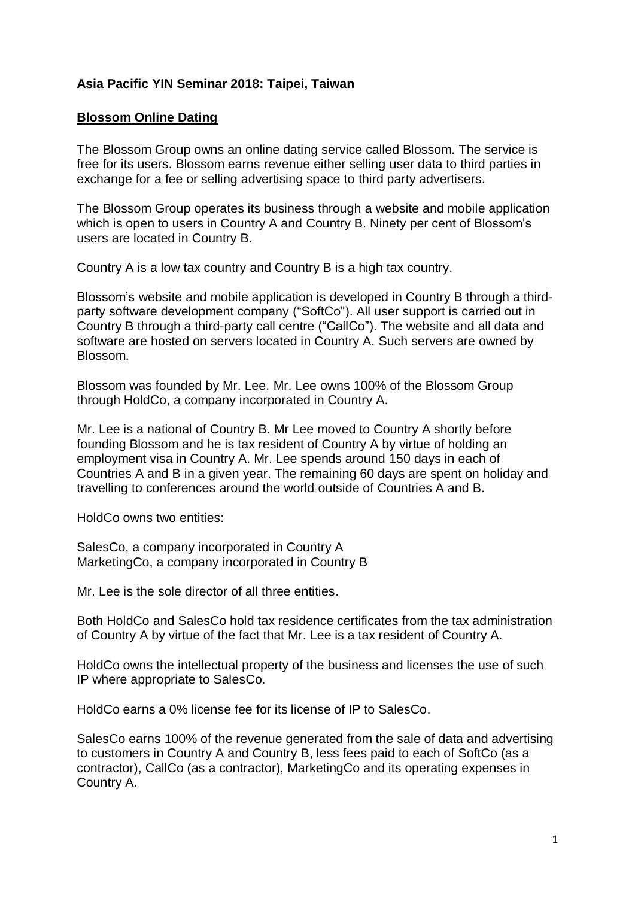**Asia Pacific YIN Seminar 2018: Taipei, Taiwan**

**Blossom Online Dating**

The Blossom Group owns an online dating service called Blossom. The service is free for its users. Blossom earns revenue either selling user data to third parties in exchange for a fee or selling advertising space to third party advertisers.

The Blossom Group operates its business through a website and mobile application which is open to users in Country A and Country B. Ninety per cent of Blossom's users are located in Country B.

Country A is a low tax country and Country B is a high tax country.

Blossom's website and mobile application is developed in Country B through a third-party software development company ("SoftCo"). All user support is carried out in Country B through a third-party call centre ("CallCo"). The website and all data and software are hosted on servers located in Country A. Such servers are owned by Blossom.

Blossom was founded by Mr. Lee. Mr. Lee owns 100% of the Blossom Group through HoldCo, a company incorporated in Country A.

Mr. Lee is a national of Country B. Mr Lee moved to Country A shortly before founding Blossom and he is tax resident of Country A by virtue of holding an employment visa in Country A. Mr. Lee spends around 150 days in each of Countries A and B in a given year. The remaining 60 days are spent on holiday and travelling to conferences around the world outside of Countries A and B.

HoldCo owns two entities:

SalesCo, a company incorporated in Country A
MarketingCo, a company incorporated in Country B

Mr. Lee is the sole director of all three entities.

Both HoldCo and SalesCo hold tax residence certificates from the tax administration of Country A by virtue of the fact that Mr. Lee is a tax resident of Country A.

HoldCo owns the intellectual property of the business and licenses the use of such IP where appropriate to SalesCo.

HoldCo earns a 0% license fee for its license of IP to SalesCo.

SalesCo earns 100% of the revenue generated from the sale of data and advertising to customers in Country A and Country B, less fees paid to each of SoftCo (as a contractor), CallCo (as a contractor), MarketingCo and its operating expenses in Country A.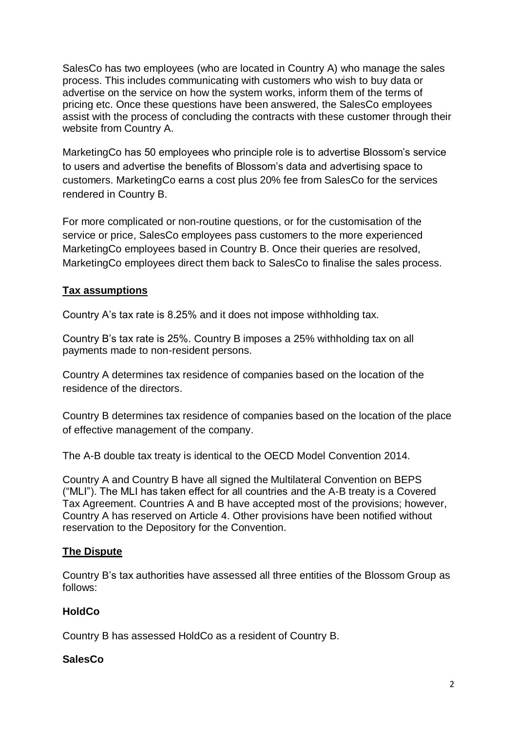SalesCo has two employees (who are located in Country A) who manage the sales process. This includes communicating with customers who wish to buy data or advertise on the service on how the system works, inform them of the terms of pricing etc. Once these questions have been answered, the SalesCo employees assist with the process of concluding the contracts with these customer through their website from Country A.

MarketingCo has 50 employees who principle role is to advertise Blossom's service to users and advertise the benefits of Blossom's data and advertising space to customers. MarketingCo earns a cost plus 20% fee from SalesCo for the services rendered in Country B.

For more complicated or non-routine questions, or for the customisation of the service or price, SalesCo employees pass customers to the more experienced MarketingCo employees based in Country B. Once their queries are resolved, MarketingCo employees direct them back to SalesCo to finalise the sales process.

## **Tax assumptions**

Country A's tax rate is 8.25% and it does not impose withholding tax.

Country B's tax rate is 25%. Country B imposes a 25% withholding tax on all payments made to non-resident persons.

Country A determines tax residence of companies based on the location of the residence of the directors.

Country B determines tax residence of companies based on the location of the place of effective management of the company.

The A-B double tax treaty is identical to the OECD Model Convention 2014.

Country A and Country B have all signed the Multilateral Convention on BEPS ("MLI"). The MLI has taken effect for all countries and the A-B treaty is a Covered Tax Agreement. Countries A and B have accepted most of the provisions; however, Country A has reserved on Article 4. Other provisions have been notified without reservation to the Depository for the Convention.

## **The Dispute**

Country B's tax authorities have assessed all three entities of the Blossom Group as follows:

### **HoldCo**

Country B has assessed HoldCo as a resident of Country B.

### **SalesCo**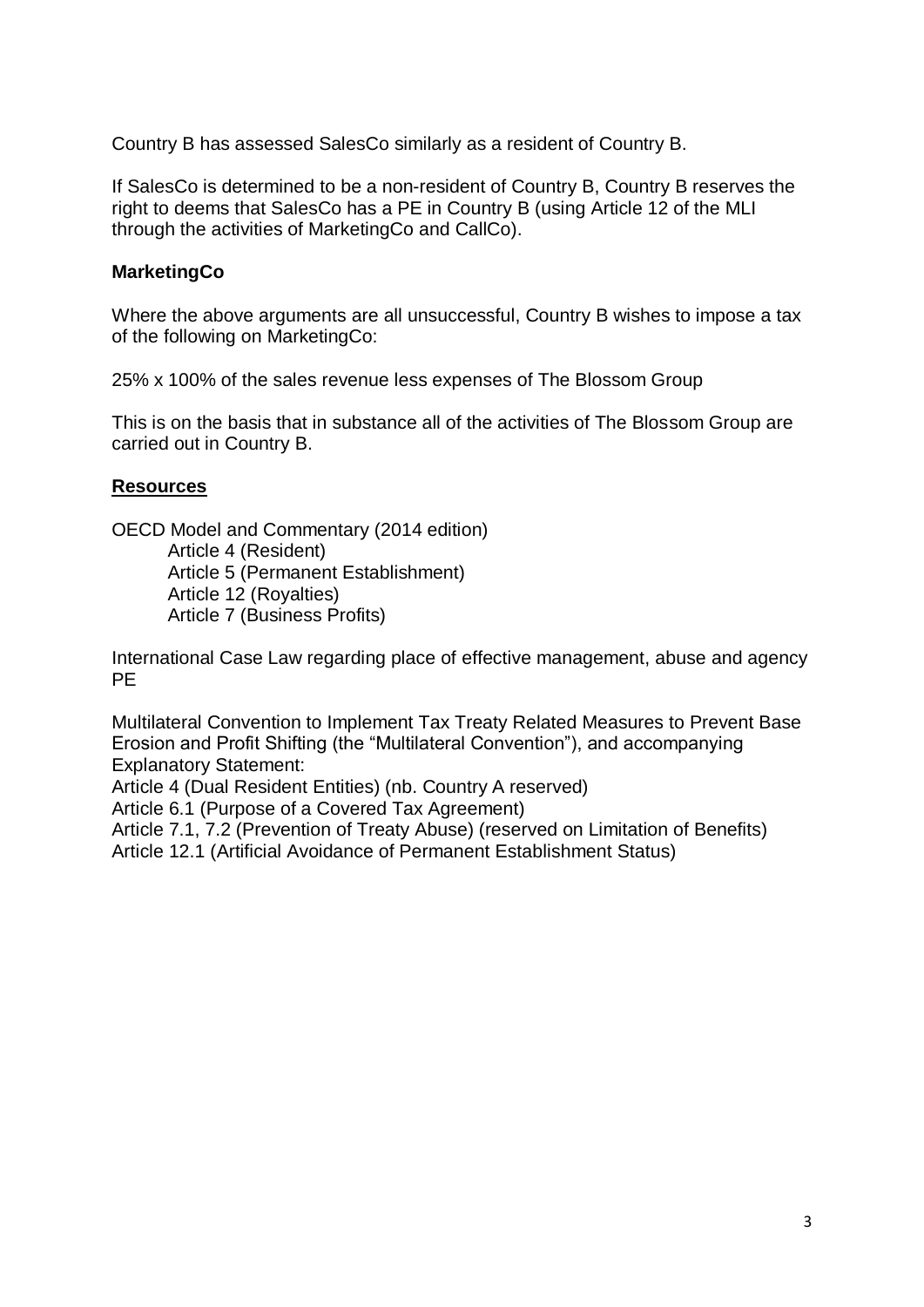Country B has assessed SalesCo similarly as a resident of Country B.

If SalesCo is determined to be a non-resident of Country B, Country B reserves the right to deems that SalesCo has a PE in Country B (using Article 12 of the MLI through the activities of MarketingCo and CallCo).

**MarketingCo**

Where the above arguments are all unsuccessful, Country B wishes to impose a tax of the following on MarketingCo:

25% x 100% of the sales revenue less expenses of The Blossom Group

This is on the basis that in substance all of the activities of The Blossom Group are carried out in Country B.

**Resources**

OECD Model and Commentary (2014 edition)
- Article 4 (Resident)
- Article 5 (Permanent Establishment)
- Article 12 (Royalties)
- Article 7 (Business Profits)

International Case Law regarding place of effective management, abuse and agency PE

Multilateral Convention to Implement Tax Treaty Related Measures to Prevent Base Erosion and Profit Shifting (the "Multilateral Convention"), and accompanying Explanatory Statement:
Article 4 (Dual Resident Entities) (nb. Country A reserved)
Article 6.1 (Purpose of a Covered Tax Agreement)
Article 7.1, 7.2 (Prevention of Treaty Abuse) (reserved on Limitation of Benefits)
Article 12.1 (Artificial Avoidance of Permanent Establishment Status)